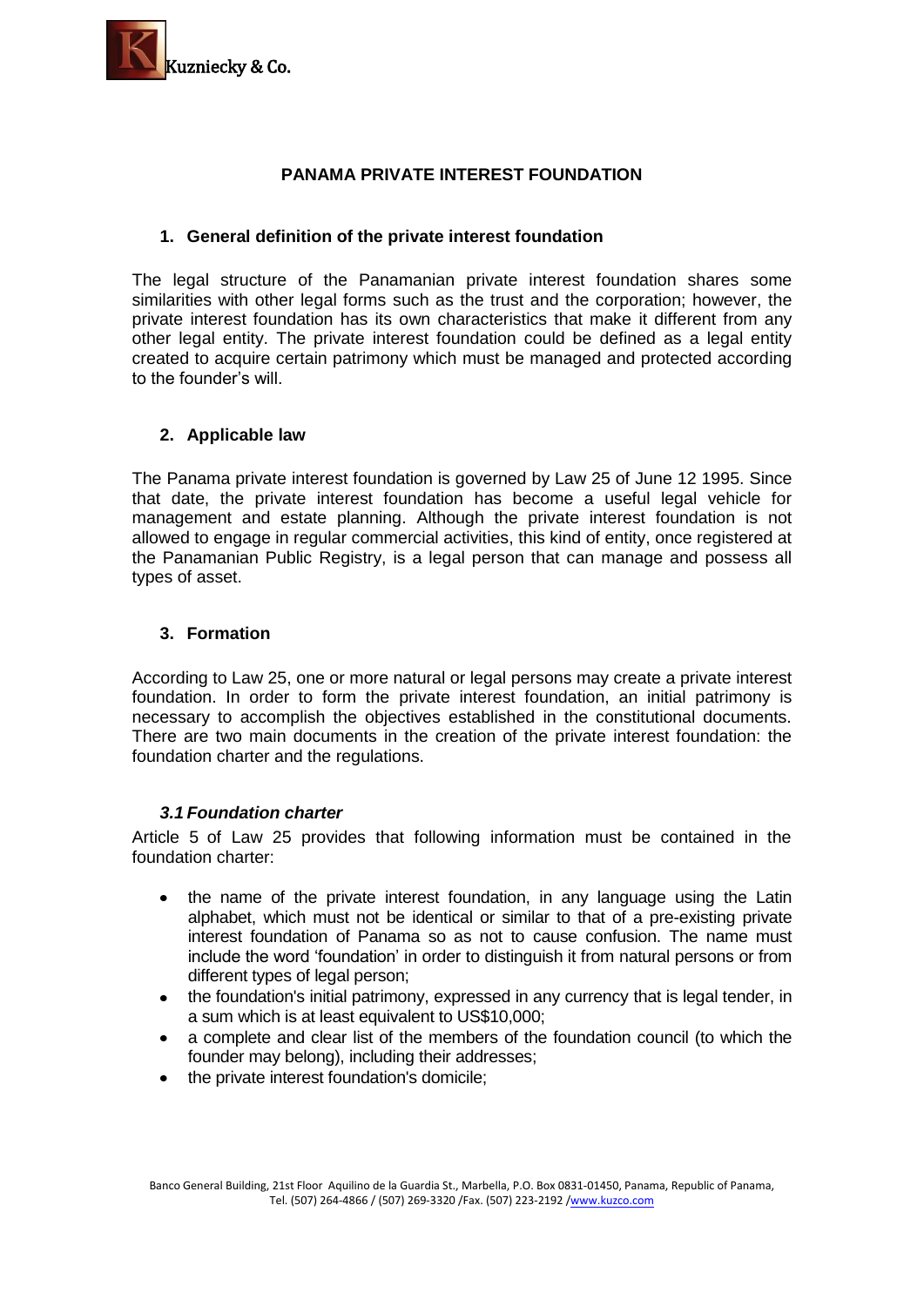# PANAMA PRIVATE INTEREST FOUNDATION

## 1. General definition of the private interest foundation

The legal structure of the Panamanian private interest foundation shares some similarities with other legal forms such as the trust and the corporation; however, the private interest foundation has its own characteristics that make it different from any other legal entity. The private interest foundation could be defined as a legal entity created to acquire certain patrimony which must be managed and protected according to the founder's will.

## 2. Applicable law

The Panama private interest foundation is governed by Law 25 of June 12 1995. Since that date, the private interest foundation has become a useful legal vehicle for management and estate planning. Although the private interest foundation is not allowed to engage in regular commercial activities, this kind of entity, once registered at the Panamanian Public Registry, is a legal person that can manage and possess all types of asset.

## 3. Formation

According to Law 25, one or more natural or legal persons may create a private interest foundation. In order to form the private interest foundation, an initial patrimony is necessary to accomplish the objectives established in the constitutional documents. There are two main documents in the creation of the private interest foundation: the foundation charter and the regulations.

### *3.1 Foundation charter*

Article 5 of Law 25 provides that following information must be contained in the foundation charter:

- the name of the private interest foundation, in any language using the Latin alphabet, which must not be identical or similar to that of a pre-existing private interest foundation of Panama so as not to cause confusion. The name must include the word 'foundation' in order to distinguish it from natural persons or from different types of legal person;
- the foundation's initial patrimony, expressed in any currency that is legal tender, in a sum which is at least equivalent to US$10,000;
- a complete and clear list of the members of the foundation council (to which the founder may belong), including their addresses;
- the private interest foundation's domicile;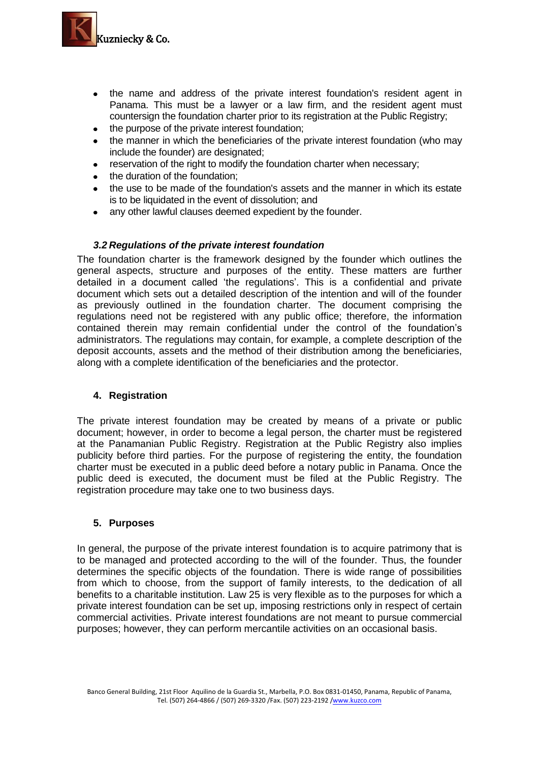- the name and address of the private interest foundation's resident agent in Panama. This must be a lawyer or a law firm, and the resident agent must countersign the foundation charter prior to its registration at the Public Registry;
- the purpose of the private interest foundation;
- the manner in which the beneficiaries of the private interest foundation (who may include the founder) are designated;
- reservation of the right to modify the foundation charter when necessary;
- the duration of the foundation;
- the use to be made of the foundation's assets and the manner in which its estate is to be liquidated in the event of dissolution; and
- any other lawful clauses deemed expedient by the founder.

### *3.2 Regulations of the private interest foundation*

The foundation charter is the framework designed by the founder which outlines the general aspects, structure and purposes of the entity. These matters are further detailed in a document called 'the regulations'. This is a confidential and private document which sets out a detailed description of the intention and will of the founder as previously outlined in the foundation charter. The document comprising the regulations need not be registered with any public office; therefore, the information contained therein may remain confidential under the control of the foundation's administrators. The regulations may contain, for example, a complete description of the deposit accounts, assets and the method of their distribution among the beneficiaries, along with a complete identification of the beneficiaries and the protector.

## 4. Registration

The private interest foundation may be created by means of a private or public document; however, in order to become a legal person, the charter must be registered at the Panamanian Public Registry. Registration at the Public Registry also implies publicity before third parties. For the purpose of registering the entity, the foundation charter must be executed in a public deed before a notary public in Panama. Once the public deed is executed, the document must be filed at the Public Registry. The registration procedure may take one to two business days.

## 5. Purposes

In general, the purpose of the private interest foundation is to acquire patrimony that is to be managed and protected according to the will of the founder. Thus, the founder determines the specific objects of the foundation. There is wide range of possibilities from which to choose, from the support of family interests, to the dedication of all benefits to a charitable institution. Law 25 is very flexible as to the purposes for which a private interest foundation can be set up, imposing restrictions only in respect of certain commercial activities. Private interest foundations are not meant to pursue commercial purposes; however, they can perform mercantile activities on an occasional basis.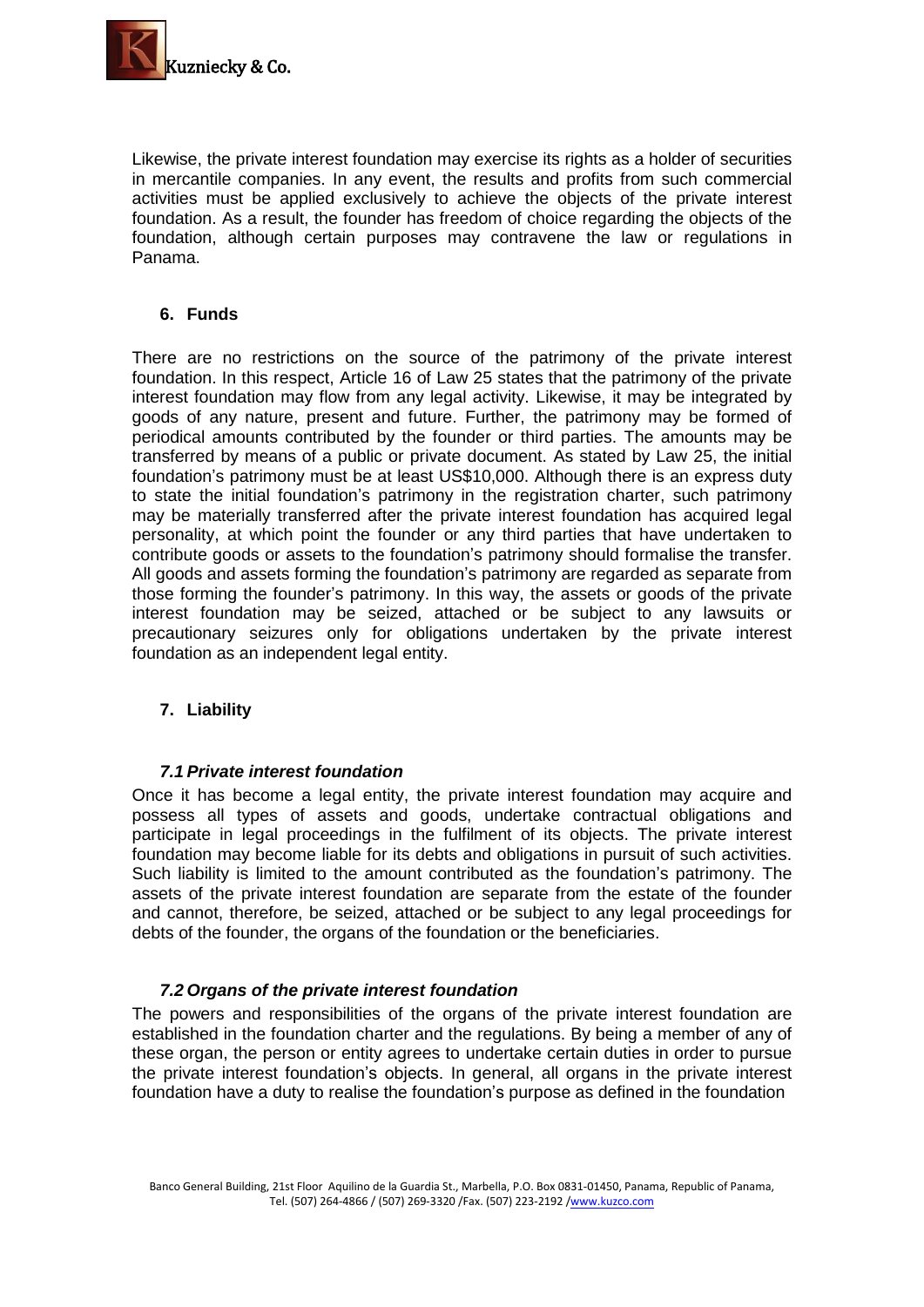Likewise, the private interest foundation may exercise its rights as a holder of securities in mercantile companies. In any event, the results and profits from such commercial activities must be applied exclusively to achieve the objects of the private interest foundation. As a result, the founder has freedom of choice regarding the objects of the foundation, although certain purposes may contravene the law or regulations in Panama.

## 6. Funds

There are no restrictions on the source of the patrimony of the private interest foundation. In this respect, Article 16 of Law 25 states that the patrimony of the private interest foundation may flow from any legal activity. Likewise, it may be integrated by goods of any nature, present and future. Further, the patrimony may be formed of periodical amounts contributed by the founder or third parties. The amounts may be transferred by means of a public or private document. As stated by Law 25, the initial foundation's patrimony must be at least US$10,000. Although there is an express duty to state the initial foundation's patrimony in the registration charter, such patrimony may be materially transferred after the private interest foundation has acquired legal personality, at which point the founder or any third parties that have undertaken to contribute goods or assets to the foundation's patrimony should formalise the transfer. All goods and assets forming the foundation's patrimony are regarded as separate from those forming the founder's patrimony. In this way, the assets or goods of the private interest foundation may be seized, attached or be subject to any lawsuits or precautionary seizures only for obligations undertaken by the private interest foundation as an independent legal entity.

## 7. Liability

### *7.1 Private interest foundation*

Once it has become a legal entity, the private interest foundation may acquire and possess all types of assets and goods, undertake contractual obligations and participate in legal proceedings in the fulfilment of its objects. The private interest foundation may become liable for its debts and obligations in pursuit of such activities. Such liability is limited to the amount contributed as the foundation's patrimony. The assets of the private interest foundation are separate from the estate of the founder and cannot, therefore, be seized, attached or be subject to any legal proceedings for debts of the founder, the organs of the foundation or the beneficiaries.

### *7.2 Organs of the private interest foundation*

The powers and responsibilities of the organs of the private interest foundation are established in the foundation charter and the regulations. By being a member of any of these organ, the person or entity agrees to undertake certain duties in order to pursue the private interest foundation's objects. In general, all organs in the private interest foundation have a duty to realise the foundation's purpose as defined in the foundation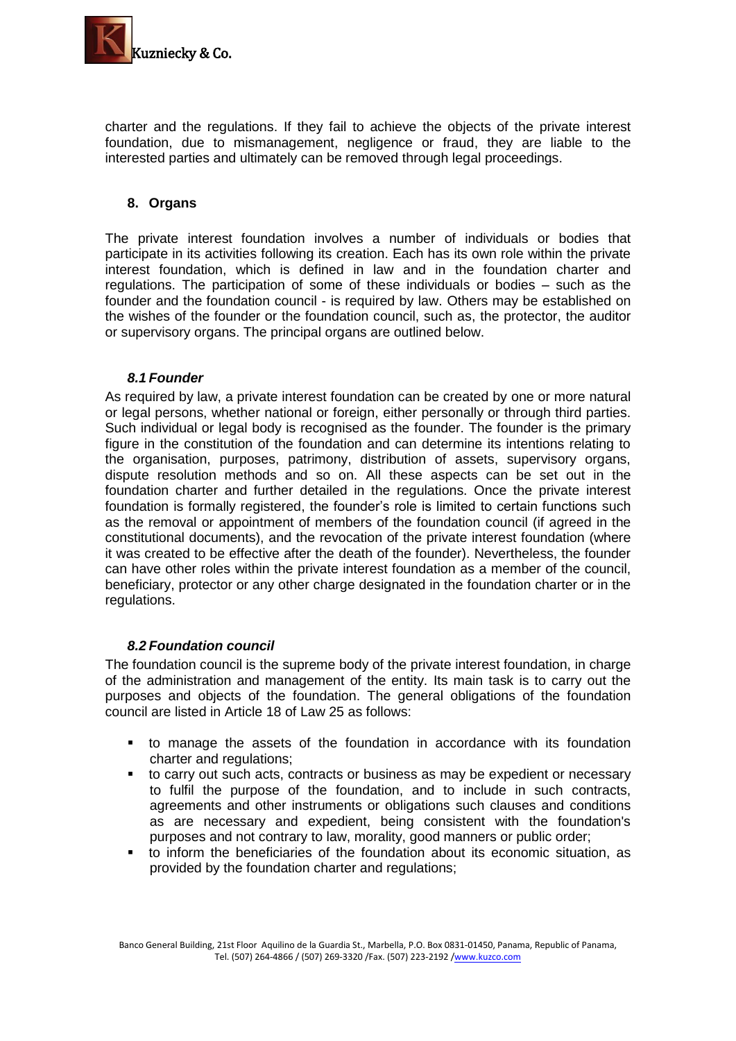charter and the regulations. If they fail to achieve the objects of the private interest foundation, due to mismanagement, negligence or fraud, they are liable to the interested parties and ultimately can be removed through legal proceedings.

## 8. Organs

The private interest foundation involves a number of individuals or bodies that participate in its activities following its creation. Each has its own role within the private interest foundation, which is defined in law and in the foundation charter and regulations. The participation of some of these individuals or bodies – such as the founder and the foundation council - is required by law. Others may be established on the wishes of the founder or the foundation council, such as, the protector, the auditor or supervisory organs. The principal organs are outlined below.

### *8.1 Founder*

As required by law, a private interest foundation can be created by one or more natural or legal persons, whether national or foreign, either personally or through third parties. Such individual or legal body is recognised as the founder. The founder is the primary figure in the constitution of the foundation and can determine its intentions relating to the organisation, purposes, patrimony, distribution of assets, supervisory organs, dispute resolution methods and so on. All these aspects can be set out in the foundation charter and further detailed in the regulations. Once the private interest foundation is formally registered, the founder's role is limited to certain functions such as the removal or appointment of members of the foundation council (if agreed in the constitutional documents), and the revocation of the private interest foundation (where it was created to be effective after the death of the founder). Nevertheless, the founder can have other roles within the private interest foundation as a member of the council, beneficiary, protector or any other charge designated in the foundation charter or in the regulations.

### *8.2 Foundation council*

The foundation council is the supreme body of the private interest foundation, in charge of the administration and management of the entity. Its main task is to carry out the purposes and objects of the foundation. The general obligations of the foundation council are listed in Article 18 of Law 25 as follows:

- to manage the assets of the foundation in accordance with its foundation charter and regulations;
- to carry out such acts, contracts or business as may be expedient or necessary to fulfil the purpose of the foundation, and to include in such contracts, agreements and other instruments or obligations such clauses and conditions as are necessary and expedient, being consistent with the foundation's purposes and not contrary to law, morality, good manners or public order;
- to inform the beneficiaries of the foundation about its economic situation, as provided by the foundation charter and regulations;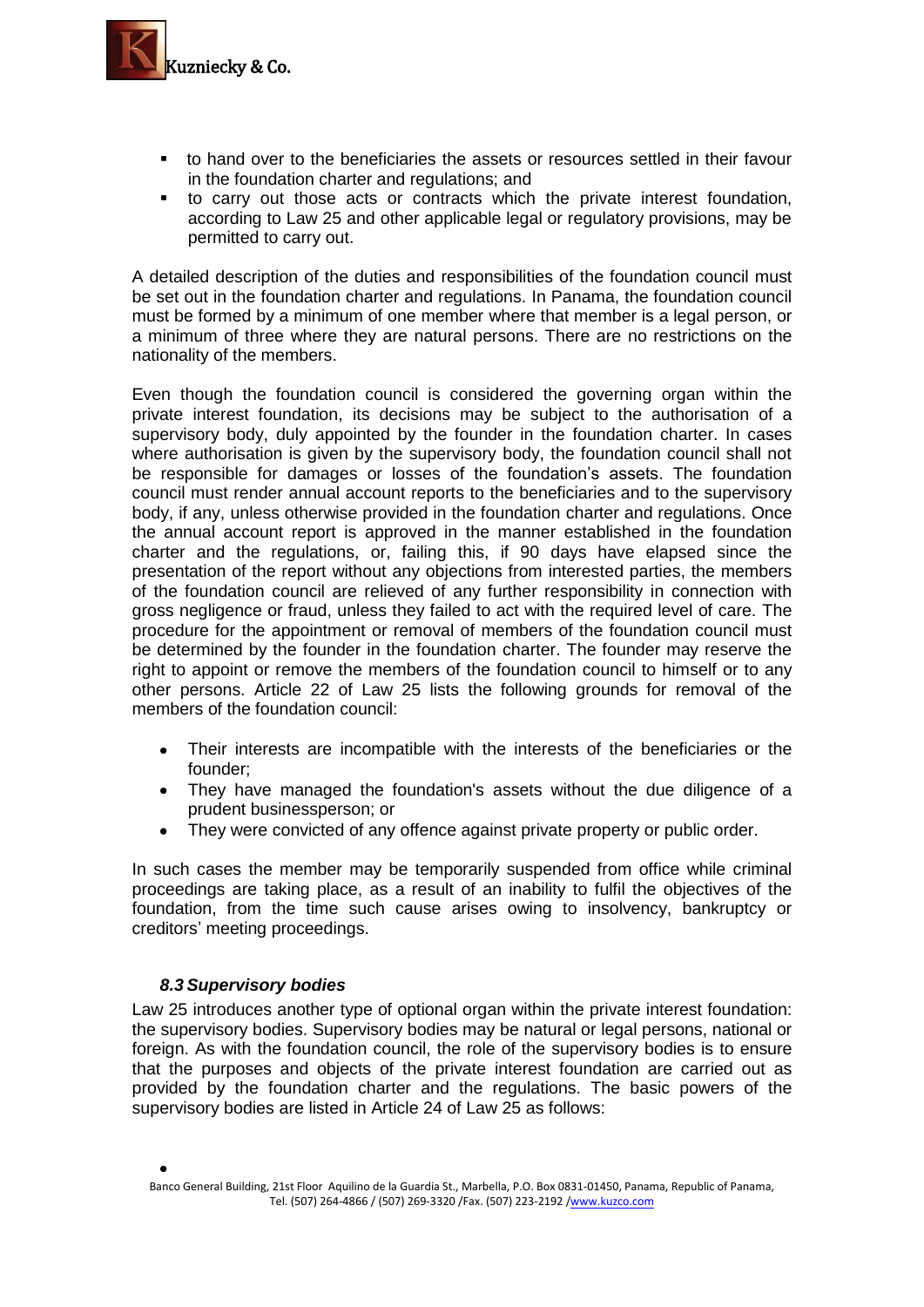- to hand over to the beneficiaries the assets or resources settled in their favour in the foundation charter and regulations; and
- to carry out those acts or contracts which the private interest foundation, according to Law 25 and other applicable legal or regulatory provisions, may be permitted to carry out.

A detailed description of the duties and responsibilities of the foundation council must be set out in the foundation charter and regulations. In Panama, the foundation council must be formed by a minimum of one member where that member is a legal person, or a minimum of three where they are natural persons. There are no restrictions on the nationality of the members.

Even though the foundation council is considered the governing organ within the private interest foundation, its decisions may be subject to the authorisation of a supervisory body, duly appointed by the founder in the foundation charter. In cases where authorisation is given by the supervisory body, the foundation council shall not be responsible for damages or losses of the foundation's assets. The foundation council must render annual account reports to the beneficiaries and to the supervisory body, if any, unless otherwise provided in the foundation charter and regulations. Once the annual account report is approved in the manner established in the foundation charter and the regulations, or, failing this, if 90 days have elapsed since the presentation of the report without any objections from interested parties, the members of the foundation council are relieved of any further responsibility in connection with gross negligence or fraud, unless they failed to act with the required level of care. The procedure for the appointment or removal of members of the foundation council must be determined by the founder in the foundation charter. The founder may reserve the right to appoint or remove the members of the foundation council to himself or to any other persons. Article 22 of Law 25 lists the following grounds for removal of the members of the foundation council:

- Their interests are incompatible with the interests of the beneficiaries or the founder;
- They have managed the foundation's assets without the due diligence of a prudent businessperson; or
- They were convicted of any offence against private property or public order.

In such cases the member may be temporarily suspended from office while criminal proceedings are taking place, as a result of an inability to fulfil the objectives of the foundation, from the time such cause arises owing to insolvency, bankruptcy or creditors' meeting proceedings.

### *8.3 Supervisory bodies*

Law 25 introduces another type of optional organ within the private interest foundation: the supervisory bodies. Supervisory bodies may be natural or legal persons, national or foreign. As with the foundation council, the role of the supervisory bodies is to ensure that the purposes and objects of the private interest foundation are carried out as provided by the foundation charter and the regulations. The basic powers of the supervisory bodies are listed in Article 24 of Law 25 as follows: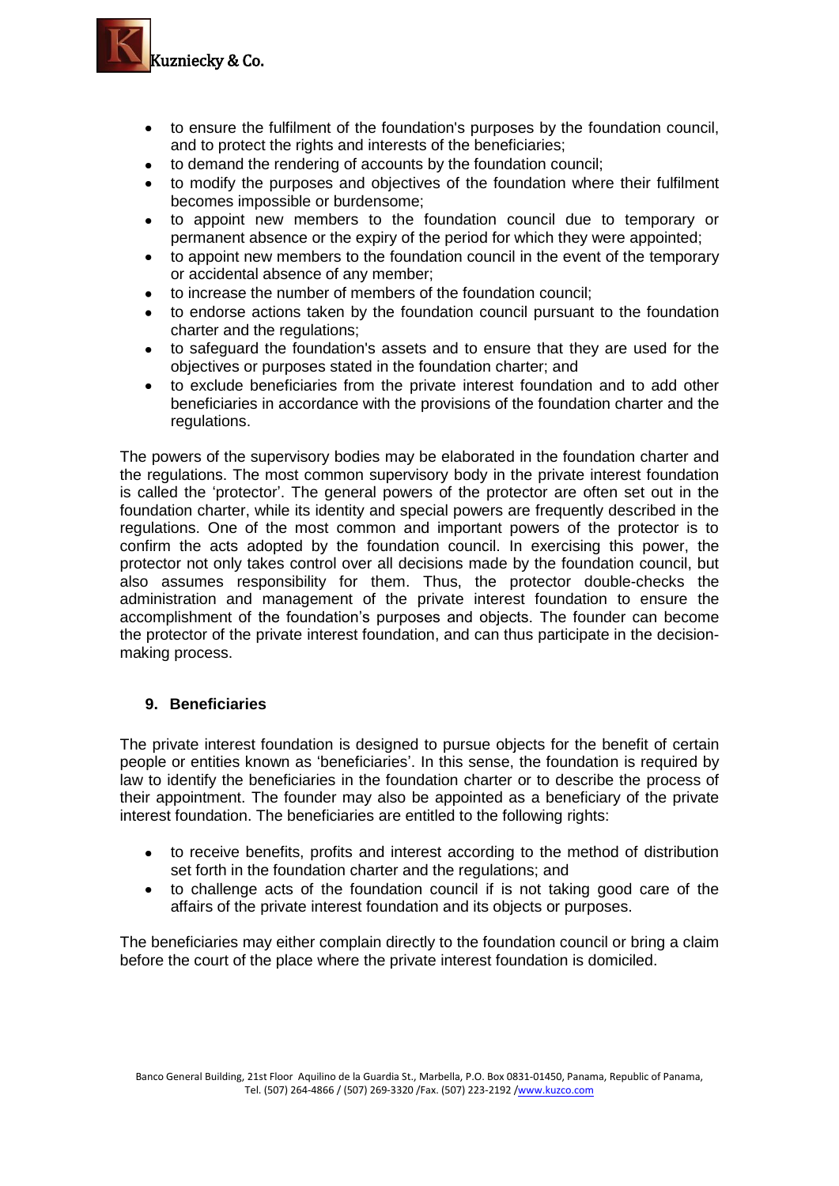- to ensure the fulfilment of the foundation's purposes by the foundation council, and to protect the rights and interests of the beneficiaries;
- to demand the rendering of accounts by the foundation council;
- to modify the purposes and objectives of the foundation where their fulfilment becomes impossible or burdensome;
- to appoint new members to the foundation council due to temporary or permanent absence or the expiry of the period for which they were appointed;
- to appoint new members to the foundation council in the event of the temporary or accidental absence of any member;
- to increase the number of members of the foundation council;
- to endorse actions taken by the foundation council pursuant to the foundation charter and the regulations;
- to safeguard the foundation's assets and to ensure that they are used for the objectives or purposes stated in the foundation charter; and
- to exclude beneficiaries from the private interest foundation and to add other beneficiaries in accordance with the provisions of the foundation charter and the regulations.

The powers of the supervisory bodies may be elaborated in the foundation charter and the regulations. The most common supervisory body in the private interest foundation is called the 'protector'. The general powers of the protector are often set out in the foundation charter, while its identity and special powers are frequently described in the regulations. One of the most common and important powers of the protector is to confirm the acts adopted by the foundation council. In exercising this power, the protector not only takes control over all decisions made by the foundation council, but also assumes responsibility for them. Thus, the protector double-checks the administration and management of the private interest foundation to ensure the accomplishment of the foundation's purposes and objects. The founder can become the protector of the private interest foundation, and can thus participate in the decision-making process.

## 9. Beneficiaries

The private interest foundation is designed to pursue objects for the benefit of certain people or entities known as 'beneficiaries'. In this sense, the foundation is required by law to identify the beneficiaries in the foundation charter or to describe the process of their appointment. The founder may also be appointed as a beneficiary of the private interest foundation. The beneficiaries are entitled to the following rights:

- to receive benefits, profits and interest according to the method of distribution set forth in the foundation charter and the regulations; and
- to challenge acts of the foundation council if is not taking good care of the affairs of the private interest foundation and its objects or purposes.

The beneficiaries may either complain directly to the foundation council or bring a claim before the court of the place where the private interest foundation is domiciled.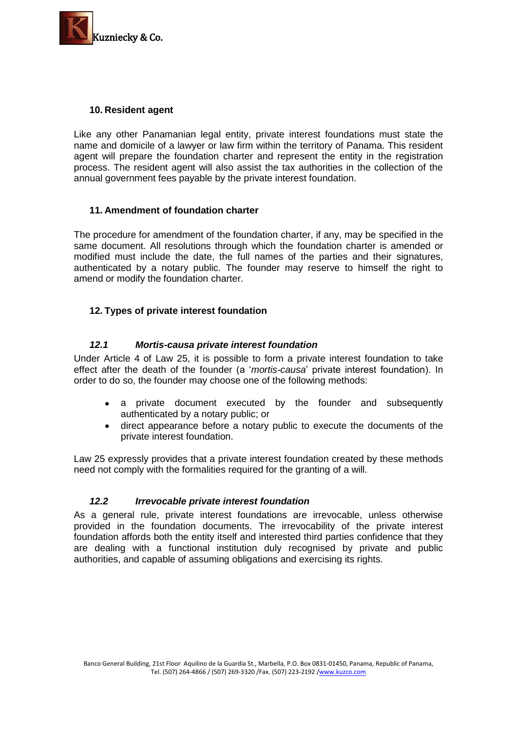## 10. Resident agent

Like any other Panamanian legal entity, private interest foundations must state the name and domicile of a lawyer or law firm within the territory of Panama. This resident agent will prepare the foundation charter and represent the entity in the registration process. The resident agent will also assist the tax authorities in the collection of the annual government fees payable by the private interest foundation.

## 11. Amendment of foundation charter

The procedure for amendment of the foundation charter, if any, may be specified in the same document. All resolutions through which the foundation charter is amended or modified must include the date, the full names of the parties and their signatures, authenticated by a notary public. The founder may reserve to himself the right to amend or modify the foundation charter.

## 12. Types of private interest foundation

### *12.1 Mortis-causa private interest foundation*

Under Article 4 of Law 25, it is possible to form a private interest foundation to take effect after the death of the founder (a '*mortis-causa*' private interest foundation). In order to do so, the founder may choose one of the following methods:

- a private document executed by the founder and subsequently authenticated by a notary public; or
- direct appearance before a notary public to execute the documents of the private interest foundation.

Law 25 expressly provides that a private interest foundation created by these methods need not comply with the formalities required for the granting of a will.

### *12.2 Irrevocable private interest foundation*

As a general rule, private interest foundations are irrevocable, unless otherwise provided in the foundation documents. The irrevocability of the private interest foundation affords both the entity itself and interested third parties confidence that they are dealing with a functional institution duly recognised by private and public authorities, and capable of assuming obligations and exercising its rights.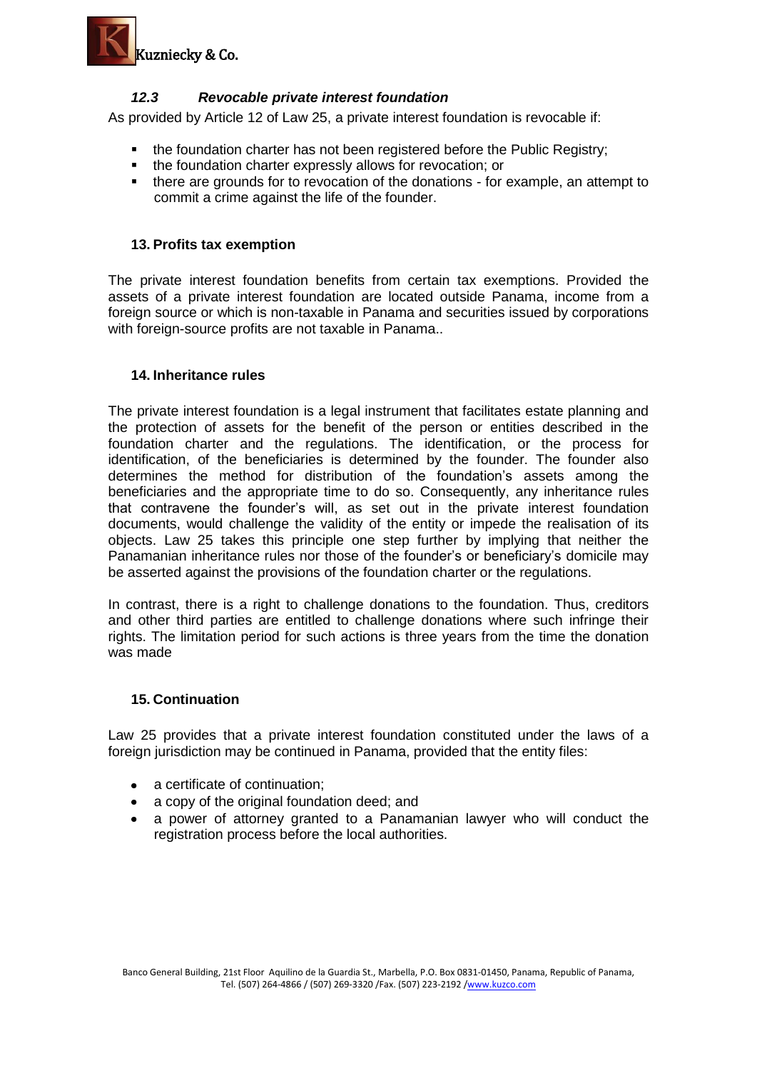### *12.3 Revocable private interest foundation*

As provided by Article 12 of Law 25, a private interest foundation is revocable if:

- the foundation charter has not been registered before the Public Registry;
- the foundation charter expressly allows for revocation; or
- there are grounds for to revocation of the donations - for example, an attempt to commit a crime against the life of the founder.

## 13. Profits tax exemption

The private interest foundation benefits from certain tax exemptions. Provided the assets of a private interest foundation are located outside Panama, income from a foreign source or which is non-taxable in Panama and securities issued by corporations with foreign-source profits are not taxable in Panama..

## 14. Inheritance rules

The private interest foundation is a legal instrument that facilitates estate planning and the protection of assets for the benefit of the person or entities described in the foundation charter and the regulations. The identification, or the process for identification, of the beneficiaries is determined by the founder. The founder also determines the method for distribution of the foundation's assets among the beneficiaries and the appropriate time to do so. Consequently, any inheritance rules that contravene the founder's will, as set out in the private interest foundation documents, would challenge the validity of the entity or impede the realisation of its objects. Law 25 takes this principle one step further by implying that neither the Panamanian inheritance rules nor those of the founder's or beneficiary's domicile may be asserted against the provisions of the foundation charter or the regulations.

In contrast, there is a right to challenge donations to the foundation. Thus, creditors and other third parties are entitled to challenge donations where such infringe their rights. The limitation period for such actions is three years from the time the donation was made

## 15. Continuation

Law 25 provides that a private interest foundation constituted under the laws of a foreign jurisdiction may be continued in Panama, provided that the entity files:

- a certificate of continuation;
- a copy of the original foundation deed; and
- a power of attorney granted to a Panamanian lawyer who will conduct the registration process before the local authorities.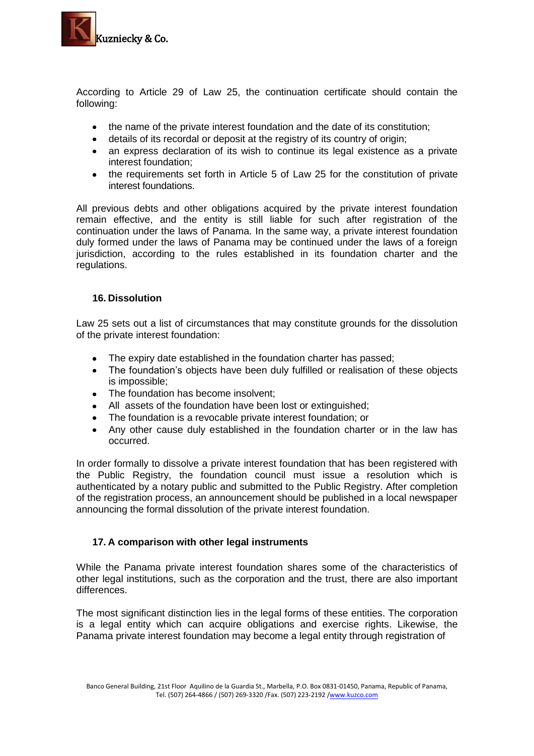According to Article 29 of Law 25, the continuation certificate should contain the following:

- the name of the private interest foundation and the date of its constitution;
- details of its recordal or deposit at the registry of its country of origin;
- an express declaration of its wish to continue its legal existence as a private interest foundation;
- the requirements set forth in Article 5 of Law 25 for the constitution of private interest foundations.

All previous debts and other obligations acquired by the private interest foundation remain effective, and the entity is still liable for such after registration of the continuation under the laws of Panama. In the same way, a private interest foundation duly formed under the laws of Panama may be continued under the laws of a foreign jurisdiction, according to the rules established in its foundation charter and the regulations.

### 16. Dissolution

Law 25 sets out a list of circumstances that may constitute grounds for the dissolution of the private interest foundation:

- The expiry date established in the foundation charter has passed;
- The foundation's objects have been duly fulfilled or realisation of these objects is impossible;
- The foundation has become insolvent;
- All assets of the foundation have been lost or extinguished;
- The foundation is a revocable private interest foundation; or
- Any other cause duly established in the foundation charter or in the law has occurred.

In order formally to dissolve a private interest foundation that has been registered with the Public Registry, the foundation council must issue a resolution which is authenticated by a notary public and submitted to the Public Registry. After completion of the registration process, an announcement should be published in a local newspaper announcing the formal dissolution of the private interest foundation.

### 17. A comparison with other legal instruments

While the Panama private interest foundation shares some of the characteristics of other legal institutions, such as the corporation and the trust, there are also important differences.

The most significant distinction lies in the legal forms of these entities. The corporation is a legal entity which can acquire obligations and exercise rights. Likewise, the Panama private interest foundation may become a legal entity through registration of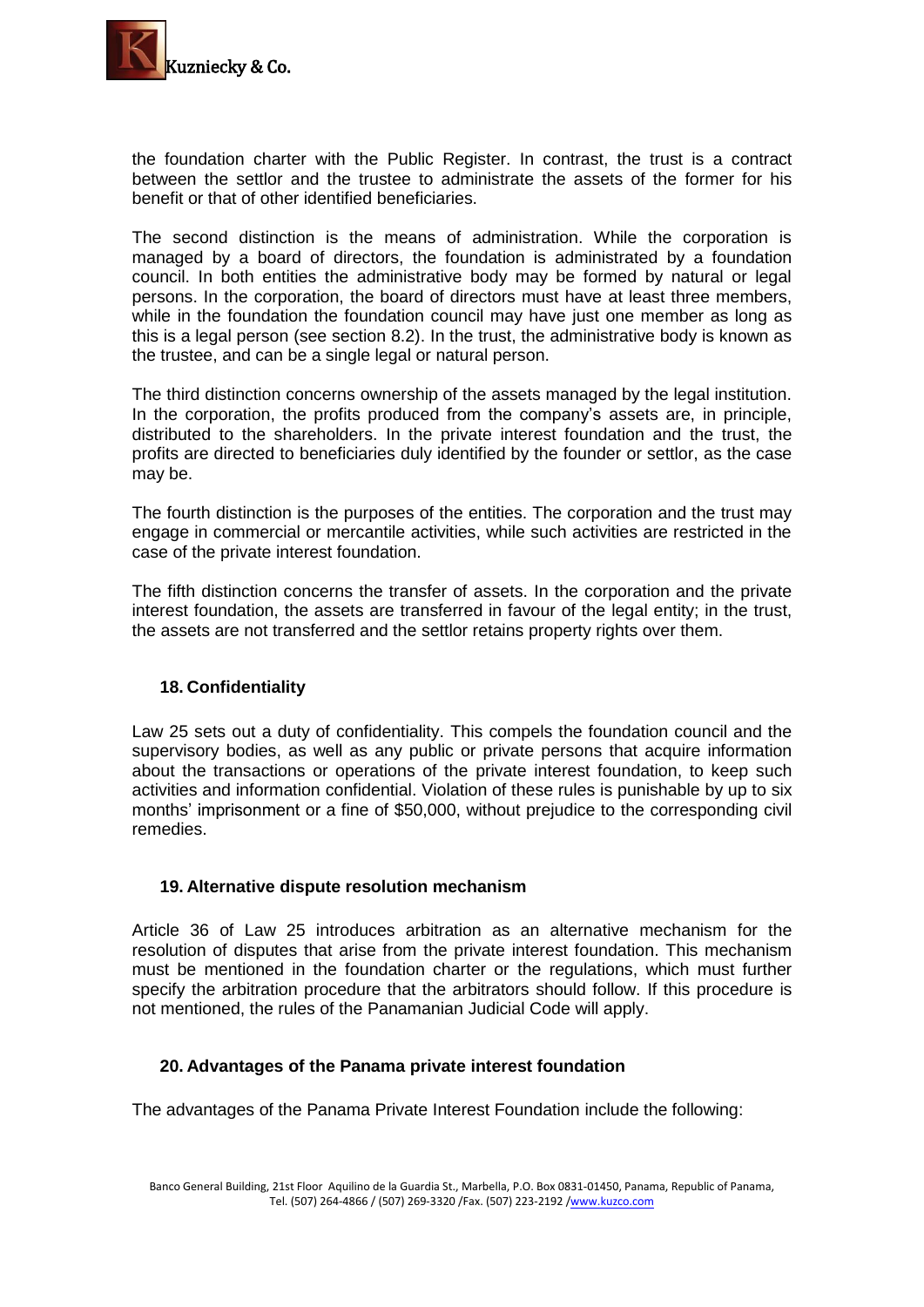the foundation charter with the Public Register. In contrast, the trust is a contract between the settlor and the trustee to administrate the assets of the former for his benefit or that of other identified beneficiaries.

The second distinction is the means of administration. While the corporation is managed by a board of directors, the foundation is administrated by a foundation council. In both entities the administrative body may be formed by natural or legal persons. In the corporation, the board of directors must have at least three members, while in the foundation the foundation council may have just one member as long as this is a legal person (see section 8.2). In the trust, the administrative body is known as the trustee, and can be a single legal or natural person.

The third distinction concerns ownership of the assets managed by the legal institution. In the corporation, the profits produced from the company's assets are, in principle, distributed to the shareholders. In the private interest foundation and the trust, the profits are directed to beneficiaries duly identified by the founder or settlor, as the case may be.

The fourth distinction is the purposes of the entities. The corporation and the trust may engage in commercial or mercantile activities, while such activities are restricted in the case of the private interest foundation.

The fifth distinction concerns the transfer of assets. In the corporation and the private interest foundation, the assets are transferred in favour of the legal entity; in the trust, the assets are not transferred and the settlor retains property rights over them.

## 18. Confidentiality

Law 25 sets out a duty of confidentiality. This compels the foundation council and the supervisory bodies, as well as any public or private persons that acquire information about the transactions or operations of the private interest foundation, to keep such activities and information confidential. Violation of these rules is punishable by up to six months' imprisonment or a fine of $50,000, without prejudice to the corresponding civil remedies.

## 19. Alternative dispute resolution mechanism

Article 36 of Law 25 introduces arbitration as an alternative mechanism for the resolution of disputes that arise from the private interest foundation. This mechanism must be mentioned in the foundation charter or the regulations, which must further specify the arbitration procedure that the arbitrators should follow. If this procedure is not mentioned, the rules of the Panamanian Judicial Code will apply.

## 20. Advantages of the Panama private interest foundation

The advantages of the Panama Private Interest Foundation include the following: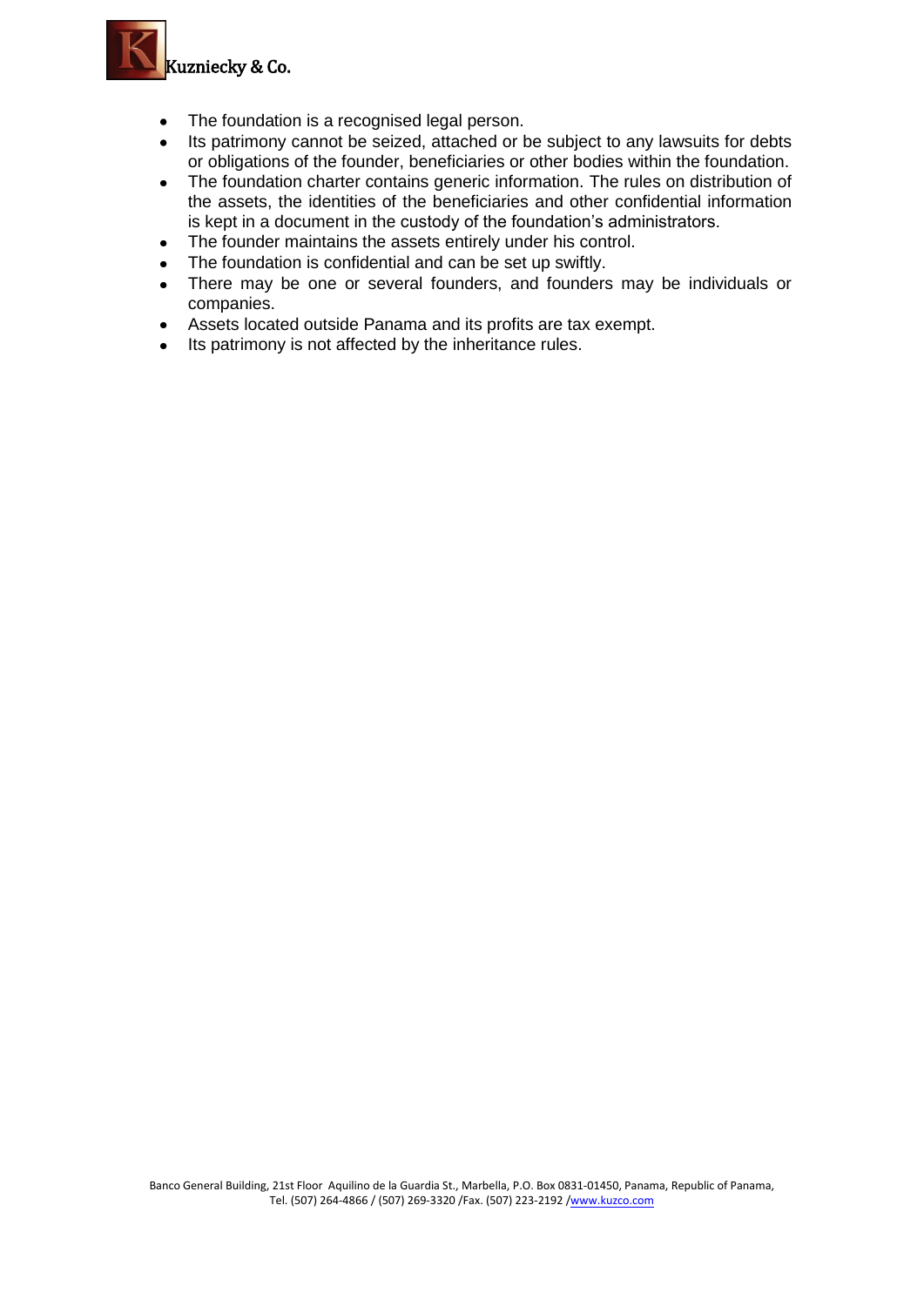- The foundation is a recognised legal person.
- Its patrimony cannot be seized, attached or be subject to any lawsuits for debts or obligations of the founder, beneficiaries or other bodies within the foundation.
- The foundation charter contains generic information. The rules on distribution of the assets, the identities of the beneficiaries and other confidential information is kept in a document in the custody of the foundation's administrators.
- The founder maintains the assets entirely under his control.
- The foundation is confidential and can be set up swiftly.
- There may be one or several founders, and founders may be individuals or companies.
- Assets located outside Panama and its profits are tax exempt.
- Its patrimony is not affected by the inheritance rules.